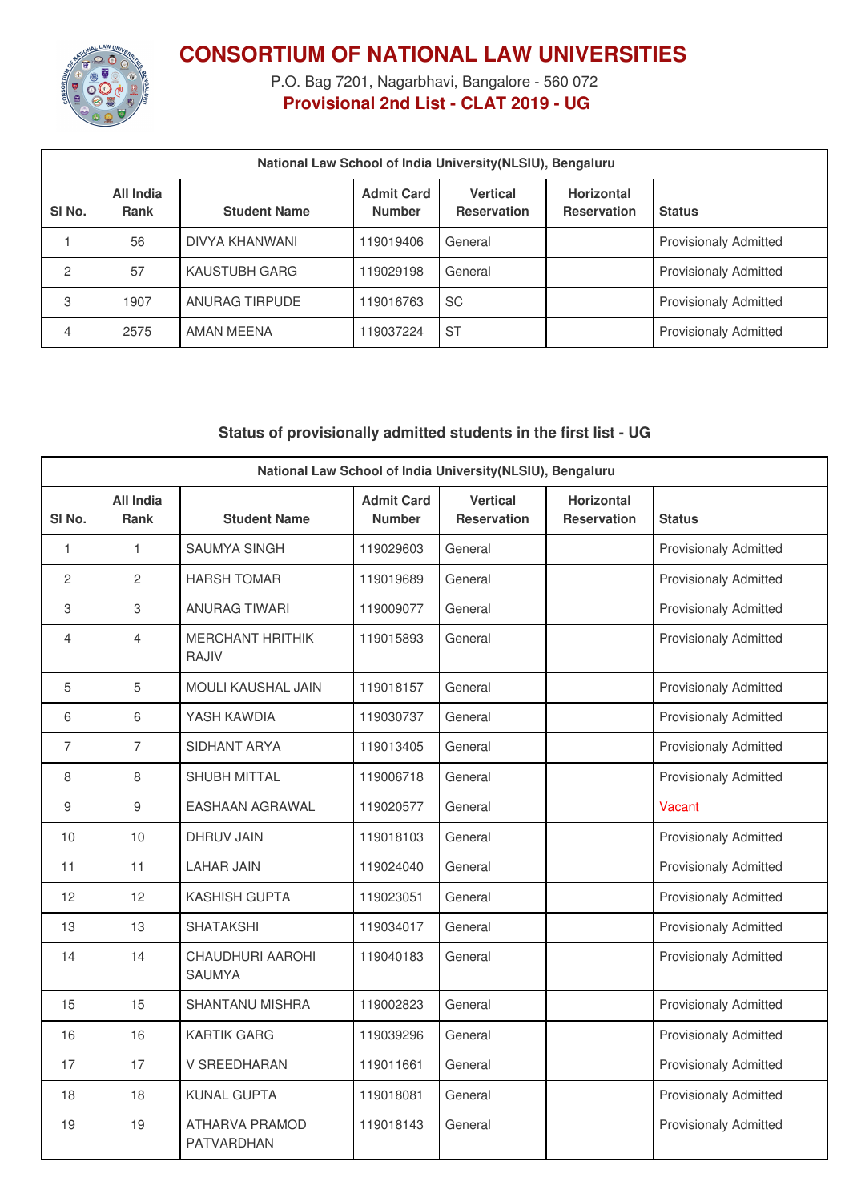# CONSORTIUM OF NATIONAL LAW UNIVERSITIES

P.O. Bag 7201, Nagarbhavi, Bangalore - 560 072

**Provisional 2nd List - CLAT 2019 - UG**

| National Law School of India University(NLSIU), Bengaluru | | | | | | |
|---|---|---|---|---|---|---|
| **Sl No.** | **All India Rank** | **Student Name** | **Admit Card Number** | **Vertical Reservation** | **Horizontal Reservation** | **Status** |
| 1 | 56 | DIVYA KHANWANI | 119019406 | General | | Provisionaly Admitted |
| 2 | 57 | KAUSTUBH GARG | 119029198 | General | | Provisionaly Admitted |
| 3 | 1907 | ANURAG TIRPUDE | 119016763 | SC | | Provisionaly Admitted |
| 4 | 2575 | AMAN MEENA | 119037224 | ST | | Provisionaly Admitted |

## Status of provisionally admitted students in the first list - UG

| National Law School of India University(NLSIU), Bengaluru | | | | | | |
|---|---|---|---|---|---|---|
| **Sl No.** | **All India Rank** | **Student Name** | **Admit Card Number** | **Vertical Reservation** | **Horizontal Reservation** | **Status** |
| 1 | 1 | SAUMYA SINGH | 119029603 | General | | Provisionaly Admitted |
| 2 | 2 | HARSH TOMAR | 119019689 | General | | Provisionaly Admitted |
| 3 | 3 | ANURAG TIWARI | 119009077 | General | | Provisionaly Admitted |
| 4 | 4 | MERCHANT HRITHIK RAJIV | 119015893 | General | | Provisionaly Admitted |
| 5 | 5 | MOULI KAUSHAL JAIN | 119018157 | General | | Provisionaly Admitted |
| 6 | 6 | YASH KAWDIA | 119030737 | General | | Provisionaly Admitted |
| 7 | 7 | SIDHANT ARYA | 119013405 | General | | Provisionaly Admitted |
| 8 | 8 | SHUBH MITTAL | 119006718 | General | | Provisionaly Admitted |
| 9 | 9 | EASHAAN AGRAWAL | 119020577 | General | | Vacant |
| 10 | 10 | DHRUV JAIN | 119018103 | General | | Provisionaly Admitted |
| 11 | 11 | LAHAR JAIN | 119024040 | General | | Provisionaly Admitted |
| 12 | 12 | KASHISH GUPTA | 119023051 | General | | Provisionaly Admitted |
| 13 | 13 | SHATAKSHI | 119034017 | General | | Provisionaly Admitted |
| 14 | 14 | CHAUDHURI AAROHI SAUMYA | 119040183 | General | | Provisionaly Admitted |
| 15 | 15 | SHANTANU MISHRA | 119002823 | General | | Provisionaly Admitted |
| 16 | 16 | KARTIK GARG | 119039296 | General | | Provisionaly Admitted |
| 17 | 17 | V SREEDHARAN | 119011661 | General | | Provisionaly Admitted |
| 18 | 18 | KUNAL GUPTA | 119018081 | General | | Provisionaly Admitted |
| 19 | 19 | ATHARVA PRAMOD PATVARDHAN | 119018143 | General | | Provisionaly Admitted |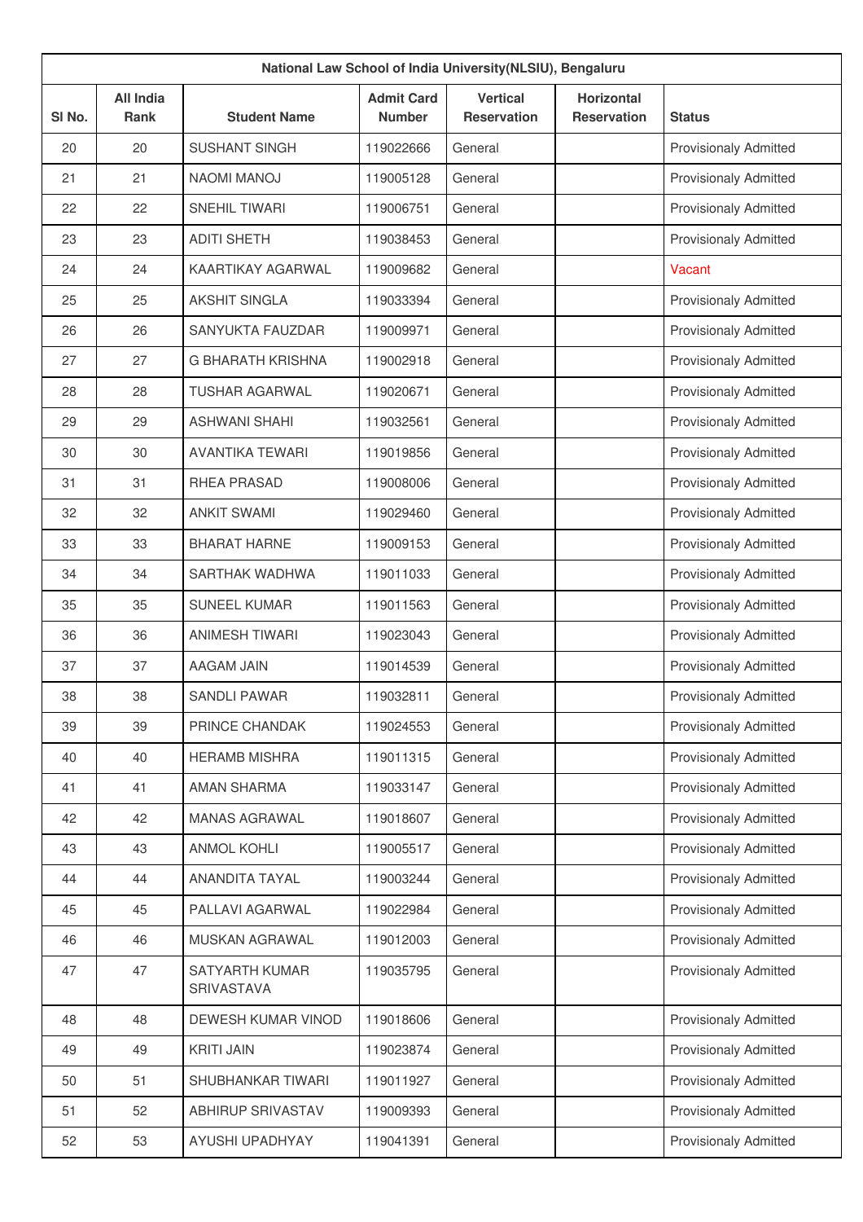| National Law School of India University(NLSIU), Bengaluru | | | | | | |
|---|---|---|---|---|---|---|
| Sl No. | All India Rank | Student Name | Admit Card Number | Vertical Reservation | Horizontal Reservation | Status |
| 20 | 20 | SUSHANT SINGH | 119022666 | General | | Provisionaly Admitted |
| 21 | 21 | NAOMI MANOJ | 119005128 | General | | Provisionaly Admitted |
| 22 | 22 | SNEHIL TIWARI | 119006751 | General | | Provisionaly Admitted |
| 23 | 23 | ADITI SHETH | 119038453 | General | | Provisionaly Admitted |
| 24 | 24 | KAARTIKAY AGARWAL | 119009682 | General | | Vacant |
| 25 | 25 | AKSHIT SINGLA | 119033394 | General | | Provisionaly Admitted |
| 26 | 26 | SANYUKTA FAUZDAR | 119009971 | General | | Provisionaly Admitted |
| 27 | 27 | G BHARATH KRISHNA | 119002918 | General | | Provisionaly Admitted |
| 28 | 28 | TUSHAR AGARWAL | 119020671 | General | | Provisionaly Admitted |
| 29 | 29 | ASHWANI SHAHI | 119032561 | General | | Provisionaly Admitted |
| 30 | 30 | AVANTIKA TEWARI | 119019856 | General | | Provisionaly Admitted |
| 31 | 31 | RHEA PRASAD | 119008006 | General | | Provisionaly Admitted |
| 32 | 32 | ANKIT SWAMI | 119029460 | General | | Provisionaly Admitted |
| 33 | 33 | BHARAT HARNE | 119009153 | General | | Provisionaly Admitted |
| 34 | 34 | SARTHAK WADHWA | 119011033 | General | | Provisionaly Admitted |
| 35 | 35 | SUNEEL KUMAR | 119011563 | General | | Provisionaly Admitted |
| 36 | 36 | ANIMESH TIWARI | 119023043 | General | | Provisionaly Admitted |
| 37 | 37 | AAGAM JAIN | 119014539 | General | | Provisionaly Admitted |
| 38 | 38 | SANDLI PAWAR | 119032811 | General | | Provisionaly Admitted |
| 39 | 39 | PRINCE CHANDAK | 119024553 | General | | Provisionaly Admitted |
| 40 | 40 | HERAMB MISHRA | 119011315 | General | | Provisionaly Admitted |
| 41 | 41 | AMAN SHARMA | 119033147 | General | | Provisionaly Admitted |
| 42 | 42 | MANAS AGRAWAL | 119018607 | General | | Provisionaly Admitted |
| 43 | 43 | ANMOL KOHLI | 119005517 | General | | Provisionaly Admitted |
| 44 | 44 | ANANDITA TAYAL | 119003244 | General | | Provisionaly Admitted |
| 45 | 45 | PALLAVI AGARWAL | 119022984 | General | | Provisionaly Admitted |
| 46 | 46 | MUSKAN AGRAWAL | 119012003 | General | | Provisionaly Admitted |
| 47 | 47 | SATYARTH KUMAR SRIVASTAVA | 119035795 | General | | Provisionaly Admitted |
| 48 | 48 | DEWESH KUMAR VINOD | 119018606 | General | | Provisionaly Admitted |
| 49 | 49 | KRITI JAIN | 119023874 | General | | Provisionaly Admitted |
| 50 | 51 | SHUBHANKAR TIWARI | 119011927 | General | | Provisionaly Admitted |
| 51 | 52 | ABHIRUP SRIVASTAV | 119009393 | General | | Provisionaly Admitted |
| 52 | 53 | AYUSHI UPADHYAY | 119041391 | General | | Provisionaly Admitted |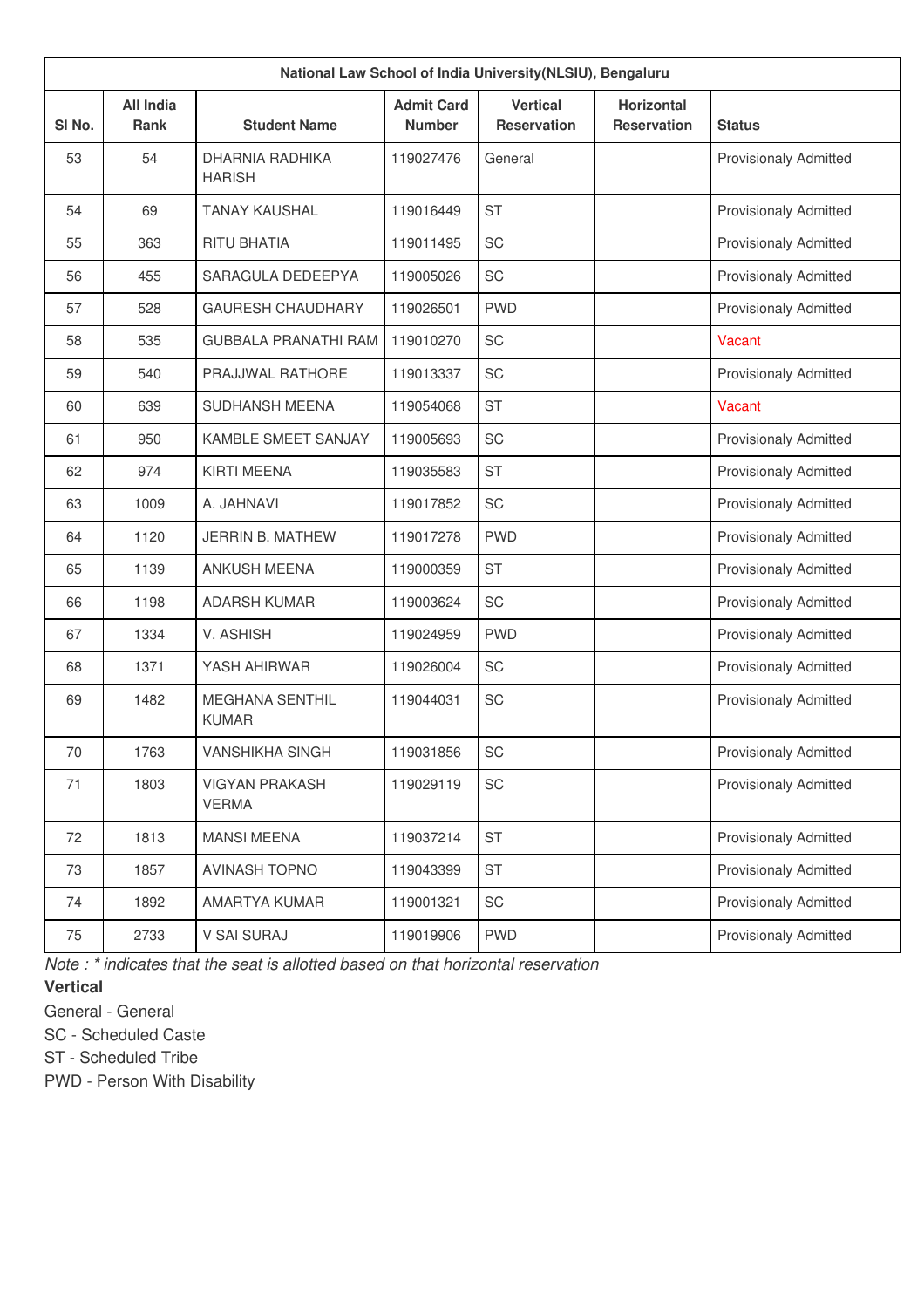| National Law School of India University(NLSIU), Bengaluru | | | | | | |
|---|---|---|---|---|---|---|
| Sl No. | All India Rank | Student Name | Admit Card Number | Vertical Reservation | Horizontal Reservation | Status |
| 53 | 54 | DHARNIA RADHIKA HARISH | 119027476 | General | | Provisionaly Admitted |
| 54 | 69 | TANAY KAUSHAL | 119016449 | ST | | Provisionaly Admitted |
| 55 | 363 | RITU BHATIA | 119011495 | SC | | Provisionaly Admitted |
| 56 | 455 | SARAGULA DEDEEPYA | 119005026 | SC | | Provisionaly Admitted |
| 57 | 528 | GAURESH CHAUDHARY | 119026501 | PWD | | Provisionaly Admitted |
| 58 | 535 | GUBBALA PRANATHI RAM | 119010270 | SC | | Vacant |
| 59 | 540 | PRAJJWAL RATHORE | 119013337 | SC | | Provisionaly Admitted |
| 60 | 639 | SUDHANSH MEENA | 119054068 | ST | | Vacant |
| 61 | 950 | KAMBLE SMEET SANJAY | 119005693 | SC | | Provisionaly Admitted |
| 62 | 974 | KIRTI MEENA | 119035583 | ST | | Provisionaly Admitted |
| 63 | 1009 | A. JAHNAVI | 119017852 | SC | | Provisionaly Admitted |
| 64 | 1120 | JERRIN B. MATHEW | 119017278 | PWD | | Provisionaly Admitted |
| 65 | 1139 | ANKUSH MEENA | 119000359 | ST | | Provisionaly Admitted |
| 66 | 1198 | ADARSH KUMAR | 119003624 | SC | | Provisionaly Admitted |
| 67 | 1334 | V. ASHISH | 119024959 | PWD | | Provisionaly Admitted |
| 68 | 1371 | YASH AHIRWAR | 119026004 | SC | | Provisionaly Admitted |
| 69 | 1482 | MEGHANA SENTHIL KUMAR | 119044031 | SC | | Provisionaly Admitted |
| 70 | 1763 | VANSHIKHA SINGH | 119031856 | SC | | Provisionaly Admitted |
| 71 | 1803 | VIGYAN PRAKASH VERMA | 119029119 | SC | | Provisionaly Admitted |
| 72 | 1813 | MANSI MEENA | 119037214 | ST | | Provisionaly Admitted |
| 73 | 1857 | AVINASH TOPNO | 119043399 | ST | | Provisionaly Admitted |
| 74 | 1892 | AMARTYA KUMAR | 119001321 | SC | | Provisionaly Admitted |
| 75 | 2733 | V SAI SURAJ | 119019906 | PWD | | Provisionaly Admitted |

*Note : * indicates that the seat is allotted based on that horizontal reservation*

**Vertical**

General - General

SC - Scheduled Caste

ST - Scheduled Tribe

PWD - Person With Disability